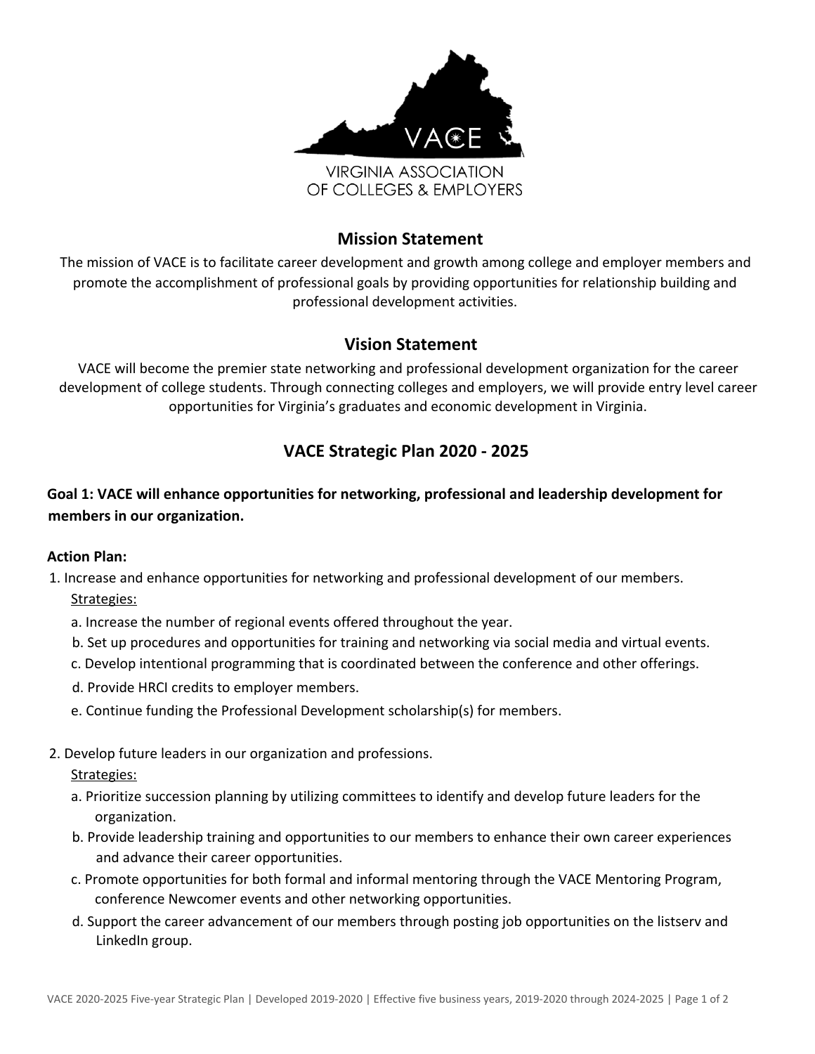VACE

VIRGINIA ASSOCIATION OF COLLEGES & EMPLOYERS

## Mission Statement

The mission of VACE is to facilitate career development and growth among college and employer members and promote the accomplishment of professional goals by providing opportunities for relationship building and professional development activities.

## Vision Statement

VACE will become the premier state networking and professional development organization for the career development of college students. Through connecting colleges and employers, we will provide entry level career opportunities for Virginia's graduates and economic development in Virginia.

## VACE Strategic Plan 2020 - 2025

### Goal 1: VACE will enhance opportunities for networking, professional and leadership development for members in our organization.

**Action Plan:**

1. Increase and enhance opportunities for networking and professional development of our members.

   Strategies:

   a. Increase the number of regional events offered throughout the year.

   b. Set up procedures and opportunities for training and networking via social media and virtual events.

   c. Develop intentional programming that is coordinated between the conference and other offerings.

   d. Provide HRCI credits to employer members.

   e. Continue funding the Professional Development scholarship(s) for members.

2. Develop future leaders in our organization and professions.

   Strategies:

   a. Prioritize succession planning by utilizing committees to identify and develop future leaders for the organization.

   b. Provide leadership training and opportunities to our members to enhance their own career experiences and advance their career opportunities.

   c. Promote opportunities for both formal and informal mentoring through the VACE Mentoring Program, conference Newcomer events and other networking opportunities.

   d. Support the career advancement of our members through posting job opportunities on the listserv and LinkedIn group.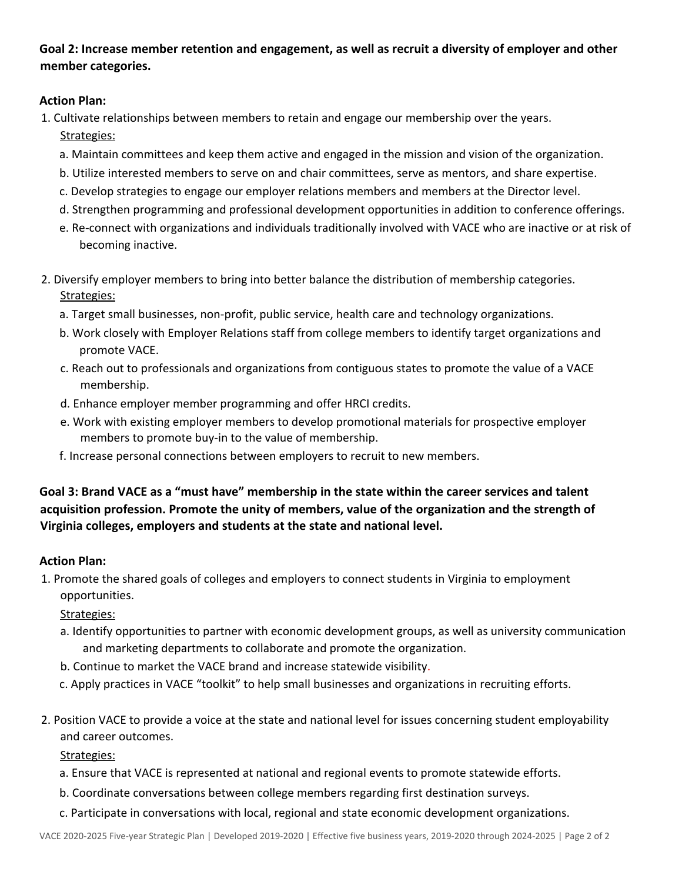**Goal 2: Increase member retention and engagement, as well as recruit a diversity of employer and other member categories.**

**Action Plan:**

1. Cultivate relationships between members to retain and engage our membership over the years.

   Strategies:

   a. Maintain committees and keep them active and engaged in the mission and vision of the organization.

   b. Utilize interested members to serve on and chair committees, serve as mentors, and share expertise.

   c. Develop strategies to engage our employer relations members and members at the Director level.

   d. Strengthen programming and professional development opportunities in addition to conference offerings.

   e. Re-connect with organizations and individuals traditionally involved with VACE who are inactive or at risk of becoming inactive.

2. Diversify employer members to bring into better balance the distribution of membership categories.

   Strategies:

   a. Target small businesses, non-profit, public service, health care and technology organizations.

   b. Work closely with Employer Relations staff from college members to identify target organizations and promote VACE.

   c. Reach out to professionals and organizations from contiguous states to promote the value of a VACE membership.

   d. Enhance employer member programming and offer HRCI credits.

   e. Work with existing employer members to develop promotional materials for prospective employer members to promote buy-in to the value of membership.

   f. Increase personal connections between employers to recruit to new members.

**Goal 3: Brand VACE as a "must have" membership in the state within the career services and talent acquisition profession. Promote the unity of members, value of the organization and the strength of Virginia colleges, employers and students at the state and national level.**

**Action Plan:**

1. Promote the shared goals of colleges and employers to connect students in Virginia to employment opportunities.

   Strategies:

   a. Identify opportunities to partner with economic development groups, as well as university communication and marketing departments to collaborate and promote the organization.

   b. Continue to market the VACE brand and increase statewide visibility.

   c. Apply practices in VACE "toolkit" to help small businesses and organizations in recruiting efforts.

2. Position VACE to provide a voice at the state and national level for issues concerning student employability and career outcomes.

   Strategies:

   a. Ensure that VACE is represented at national and regional events to promote statewide efforts.

   b. Coordinate conversations between college members regarding first destination surveys.

   c. Participate in conversations with local, regional and state economic development organizations.